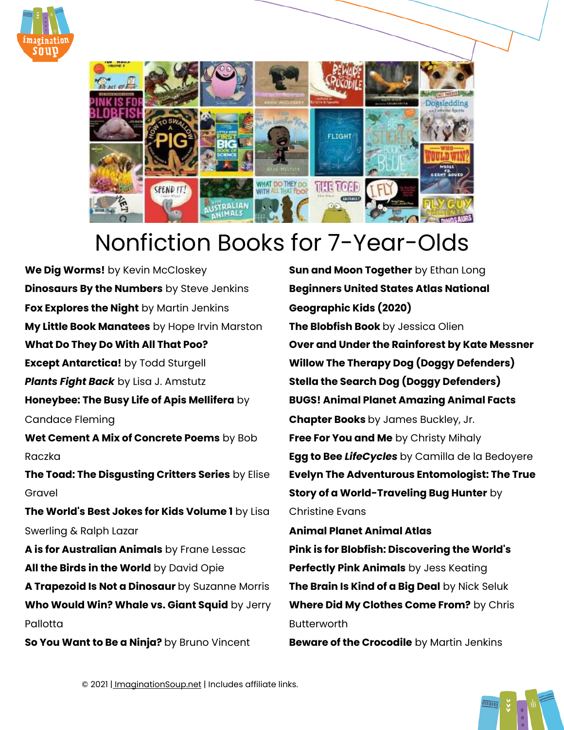# Nonfiction Books for 7-Year-Olds

**We Dig Worms!** by Kevin McCloskey

**Dinosaurs By the Numbers** by Steve Jenkins

**Fox Explores the Night** by Martin Jenkins

**My Little Book Manatees** by Hope Irvin Marston

**What Do They Do With All That Poo?**

**Except Antarctica!** by Todd Sturgell

***Plants Fight Back*** by Lisa J. Amstutz

**Honeybee: The Busy Life of Apis Mellifera** by Candace Fleming

**Wet Cement A Mix of Concrete Poems** by Bob Raczka

**The Toad: The Disgusting Critters Series** by Elise Gravel

**The World's Best Jokes for Kids Volume 1** by Lisa Swerling & Ralph Lazar

**A is for Australian Animals** by Frane Lessac

**All the Birds in the World** by David Opie

**A Trapezoid Is Not a Dinosaur** by Suzanne Morris

**Who Would Win? Whale vs. Giant Squid** by Jerry Pallotta

**So You Want to Be a Ninja?** by Bruno Vincent

**Sun and Moon Together** by Ethan Long

**Beginners United States Atlas National Geographic Kids (2020)**

**The Blobfish Book** by Jessica Olien

**Over and Under the Rainforest by Kate Messner**

**Willow The Therapy Dog (Doggy Defenders)**

**Stella the Search Dog (Doggy Defenders)**

**BUGS! Animal Planet Amazing Animal Facts**

**Chapter Books** by James Buckley, Jr.

**Free For You and Me** by Christy Mihaly

**Egg to Bee *LifeCycles*** by Camilla de la Bedoyere

**Evelyn The Adventurous Entomologist: The True Story of a World-Traveling Bug Hunter** by Christine Evans

**Animal Planet Animal Atlas**

**Pink is for Blobfish: Discovering the World's**

**Perfectly Pink Animals** by Jess Keating

**The Brain Is Kind of a Big Deal** by Nick Seluk

**Where Did My Clothes Come From?** by Chris Butterworth

**Beware of the Crocodile** by Martin Jenkins

© 2021 | ImaginationSoup.net | Includes affiliate links.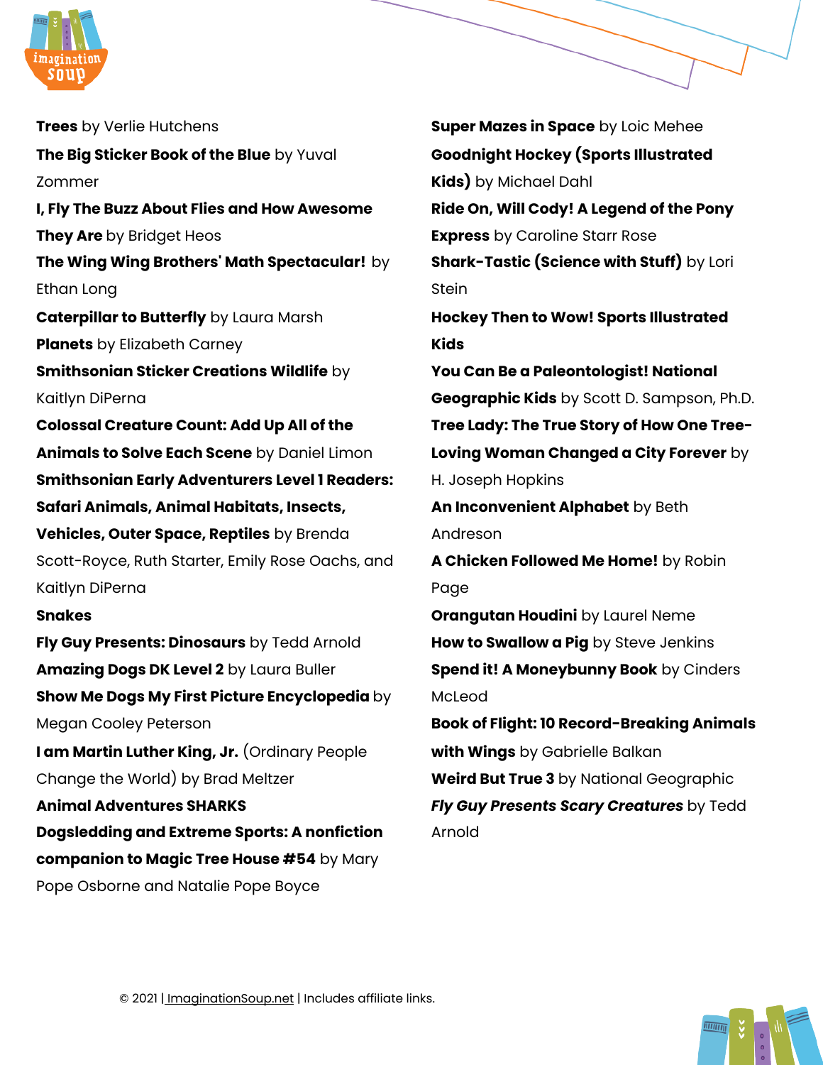**Trees** by Verlie Hutchens

**The Big Sticker Book of the Blue** by Yuval Zommer

**I, Fly The Buzz About Flies and How Awesome They Are** by Bridget Heos

**The Wing Wing Brothers' Math Spectacular!** by Ethan Long

**Caterpillar to Butterfly** by Laura Marsh

**Planets** by Elizabeth Carney

**Smithsonian Sticker Creations Wildlife** by Kaitlyn DiPerna

**Colossal Creature Count: Add Up All of the Animals to Solve Each Scene** by Daniel Limon

**Smithsonian Early Adventurers Level 1 Readers: Safari Animals, Animal Habitats, Insects, Vehicles, Outer Space, Reptiles** by Brenda Scott-Royce, Ruth Starter, Emily Rose Oachs, and Kaitlyn DiPerna

**Snakes**

**Fly Guy Presents: Dinosaurs** by Tedd Arnold

**Amazing Dogs DK Level 2** by Laura Buller

**Show Me Dogs My First Picture Encyclopedia** by Megan Cooley Peterson

**I am Martin Luther King, Jr.** (Ordinary People Change the World) by Brad Meltzer

**Animal Adventures SHARKS**

**Dogsledding and Extreme Sports: A nonfiction companion to Magic Tree House #54** by Mary Pope Osborne and Natalie Pope Boyce

**Super Mazes in Space** by Loic Mehee

**Goodnight Hockey (Sports Illustrated Kids)** by Michael Dahl

**Ride On, Will Cody! A Legend of the Pony Express** by Caroline Starr Rose

**Shark-Tastic (Science with Stuff)** by Lori Stein

**Hockey Then to Wow! Sports Illustrated Kids**

**You Can Be a Paleontologist! National Geographic Kids** by Scott D. Sampson, Ph.D.

**Tree Lady: The True Story of How One Tree-Loving Woman Changed a City Forever** by H. Joseph Hopkins

**An Inconvenient Alphabet** by Beth Andreson

**A Chicken Followed Me Home!** by Robin Page

**Orangutan Houdini** by Laurel Neme

**How to Swallow a Pig** by Steve Jenkins

**Spend it! A Moneybunny Book** by Cinders McLeod

**Book of Flight: 10 Record-Breaking Animals with Wings** by Gabrielle Balkan

**Weird But True 3** by National Geographic

***Fly Guy Presents Scary Creatures*** by Tedd Arnold

© 2021 | ImaginationSoup.net | Includes affiliate links.